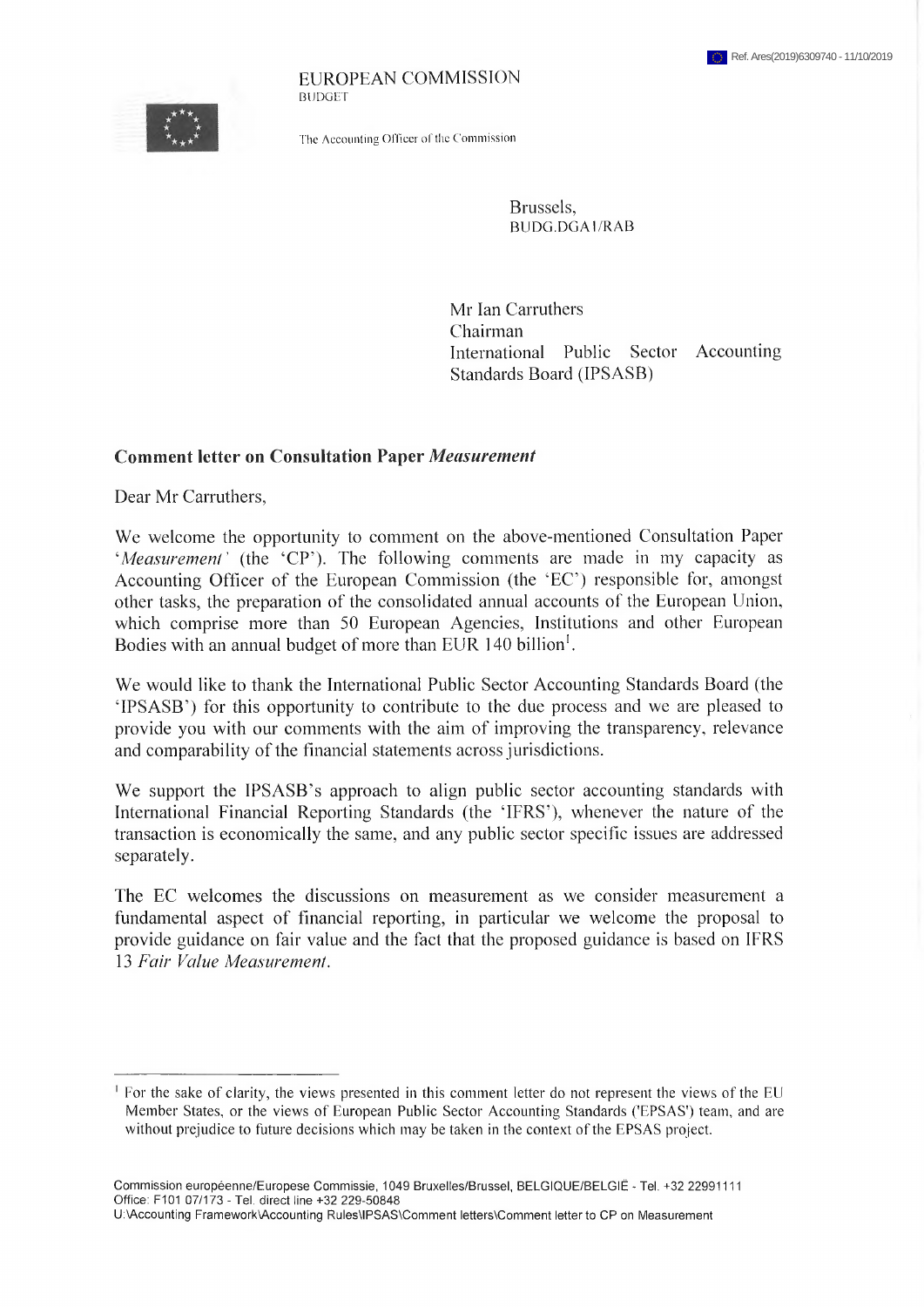Ref. Ares(2019)6309740 - 11/10/2019

EUROPEAN COMMISSION
BUDGET

The Accounting Officer of the Commission

Brussels,
BUDG.DGA1/RAB

Mr Ian Carruthers
Chairman
International Public Sector Accounting Standards Board (IPSASB)

**Comment letter on Consultation Paper *Measurement***

Dear Mr Carruthers,

We welcome the opportunity to comment on the above-mentioned Consultation Paper '*Measurement*' (the 'CP'). The following comments are made in my capacity as Accounting Officer of the European Commission (the 'EC') responsible for, amongst other tasks, the preparation of the consolidated annual accounts of the European Union, which comprise more than 50 European Agencies, Institutions and other European Bodies with an annual budget of more than EUR 140 billion[1].

We would like to thank the International Public Sector Accounting Standards Board (the 'IPSASB') for this opportunity to contribute to the due process and we are pleased to provide you with our comments with the aim of improving the transparency, relevance and comparability of the financial statements across jurisdictions.

We support the IPSASB's approach to align public sector accounting standards with International Financial Reporting Standards (the 'IFRS'), whenever the nature of the transaction is economically the same, and any public sector specific issues are addressed separately.

The EC welcomes the discussions on measurement as we consider measurement a fundamental aspect of financial reporting, in particular we welcome the proposal to provide guidance on fair value and the fact that the proposed guidance is based on IFRS 13 *Fair Value Measurement*.

[1] For the sake of clarity, the views presented in this comment letter do not represent the views of the EU Member States, or the views of European Public Sector Accounting Standards ('EPSAS') team, and are without prejudice to future decisions which may be taken in the context of the EPSAS project.

Commission européenne/Europese Commissie, 1049 Bruxelles/Brussel, BELGIQUE/BELGIË - Tel. +32 22991111
Office: F101 07/173 - Tel. direct line +32 229-50848
U:\Accounting Framework\Accounting Rules\IPSAS\Comment letters\Comment letter to CP on Measurement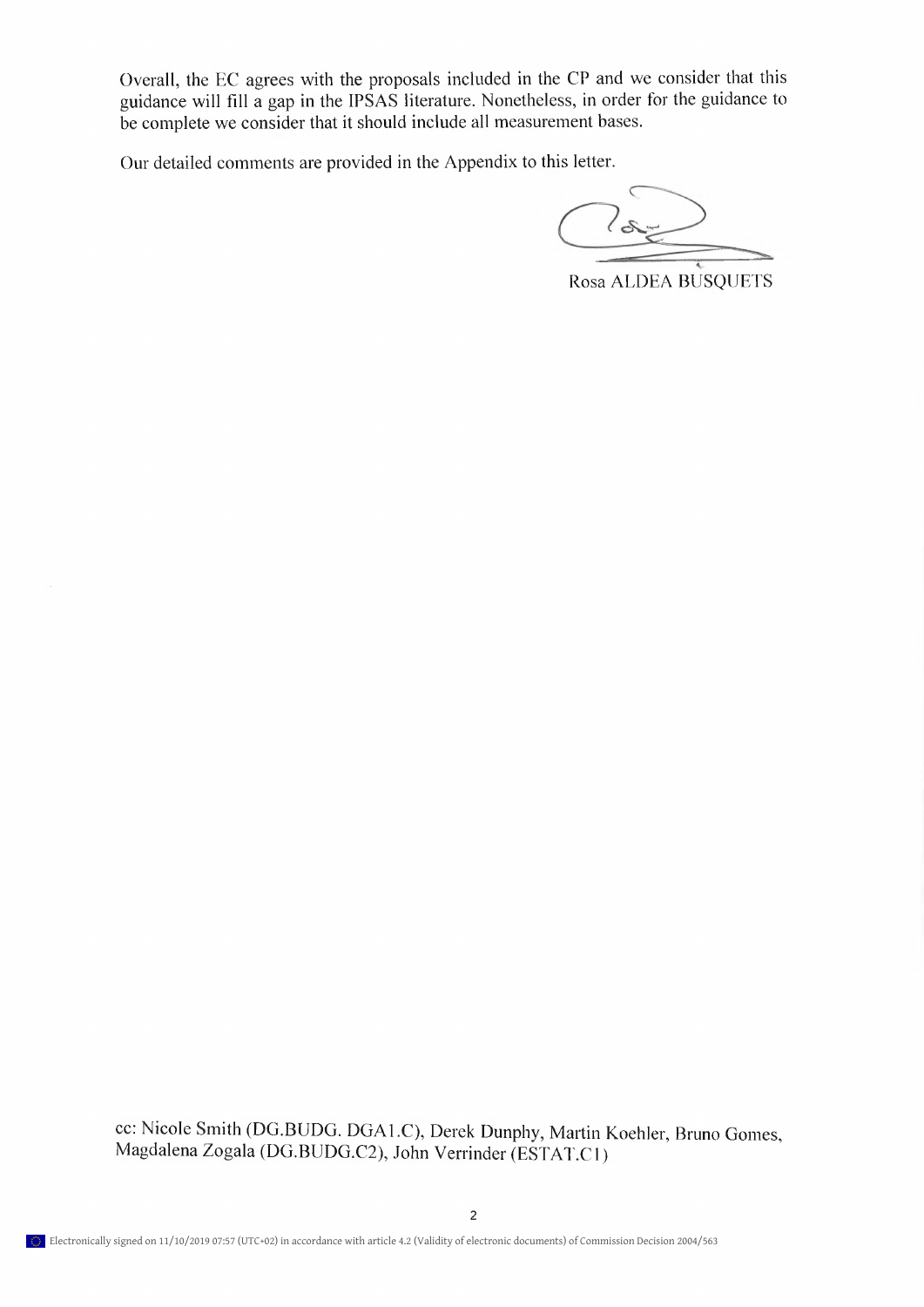Overall, the EC agrees with the proposals included in the CP and we consider that this guidance will fill a gap in the IPSAS literature. Nonetheless, in order for the guidance to be complete we consider that it should include all measurement bases.

Our detailed comments are provided in the Appendix to this letter.

Rosa ALDEA BUSQUETS

cc: Nicole Smith (DG.BUDG. DGA1.C), Derek Dunphy, Martin Koehler, Bruno Gomes, Magdalena Zogala (DG.BUDG.C2), John Verrinder (ESTAT.C1)

Electronically signed on 11/10/2019 07:57 (UTC+02) in accordance with article 4.2 (Validity of electronic documents) of Commission Decision 2004/563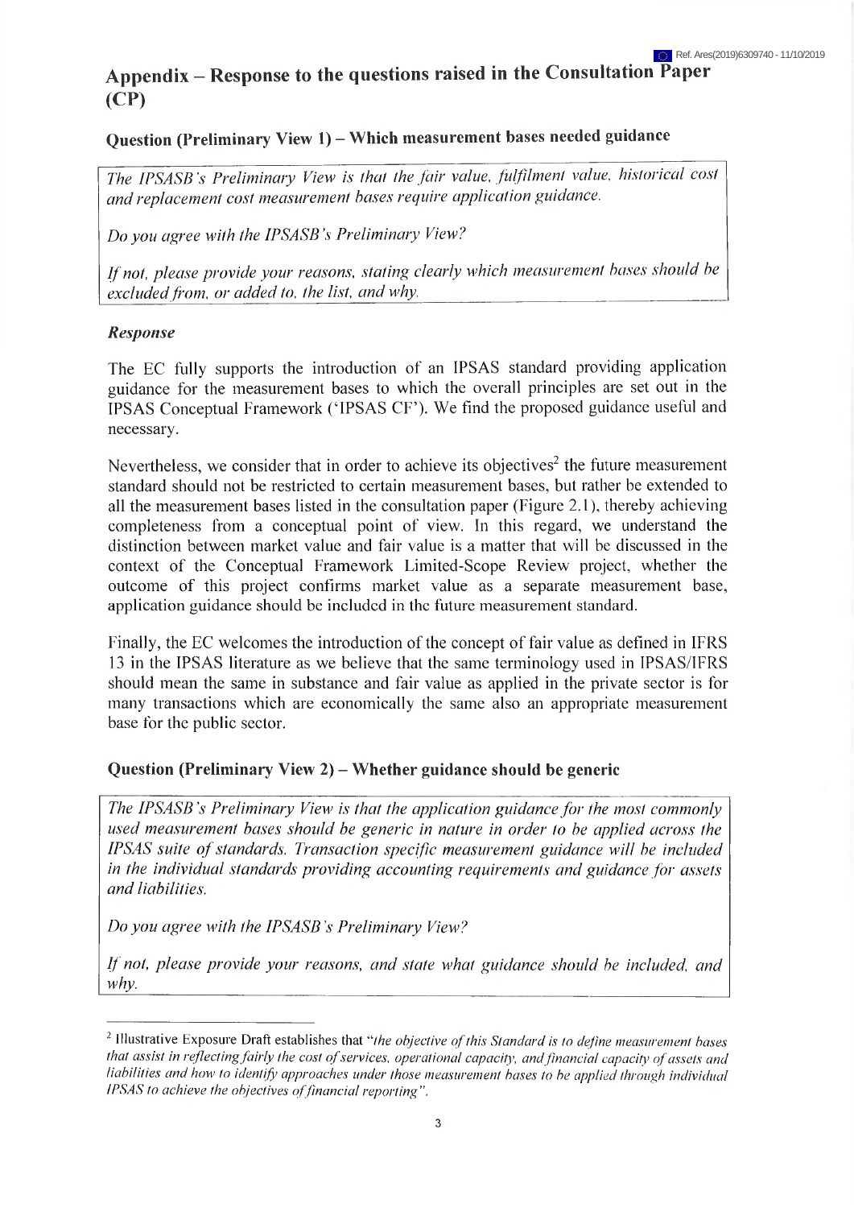# Appendix – Response to the questions raised in the Consultation Paper (CP)

## Question (Preliminary View 1) – Which measurement bases needed guidance

*The IPSASB's Preliminary View is that the fair value, fulfilment value, historical cost and replacement cost measurement bases require application guidance.*

*Do you agree with the IPSASB's Preliminary View?*

*If not, please provide your reasons, stating clearly which measurement bases should be excluded from, or added to, the list, and why.*

### *Response*

The EC fully supports the introduction of an IPSAS standard providing application guidance for the measurement bases to which the overall principles are set out in the IPSAS Conceptual Framework ('IPSAS CF'). We find the proposed guidance useful and necessary.

Nevertheless, we consider that in order to achieve its objectives[2] the future measurement standard should not be restricted to certain measurement bases, but rather be extended to all the measurement bases listed in the consultation paper (Figure 2.1), thereby achieving completeness from a conceptual point of view. In this regard, we understand the distinction between market value and fair value is a matter that will be discussed in the context of the Conceptual Framework Limited-Scope Review project, whether the outcome of this project confirms market value as a separate measurement base, application guidance should be included in the future measurement standard.

Finally, the EC welcomes the introduction of the concept of fair value as defined in IFRS 13 in the IPSAS literature as we believe that the same terminology used in IPSAS/IFRS should mean the same in substance and fair value as applied in the private sector is for many transactions which are economically the same also an appropriate measurement base for the public sector.

## Question (Preliminary View 2) – Whether guidance should be generic

*The IPSASB's Preliminary View is that the application guidance for the most commonly used measurement bases should be generic in nature in order to be applied across the IPSAS suite of standards. Transaction specific measurement guidance will be included in the individual standards providing accounting requirements and guidance for assets and liabilities.*

*Do you agree with the IPSASB's Preliminary View?*

*If not, please provide your reasons, and state what guidance should be included, and why.*

---

[2] Illustrative Exposure Draft establishes that "*the objective of this Standard is to define measurement bases that assist in reflecting fairly the cost of services, operational capacity, and financial capacity of assets and liabilities and how to identify approaches under those measurement bases to be applied through individual IPSAS to achieve the objectives of financial reporting*".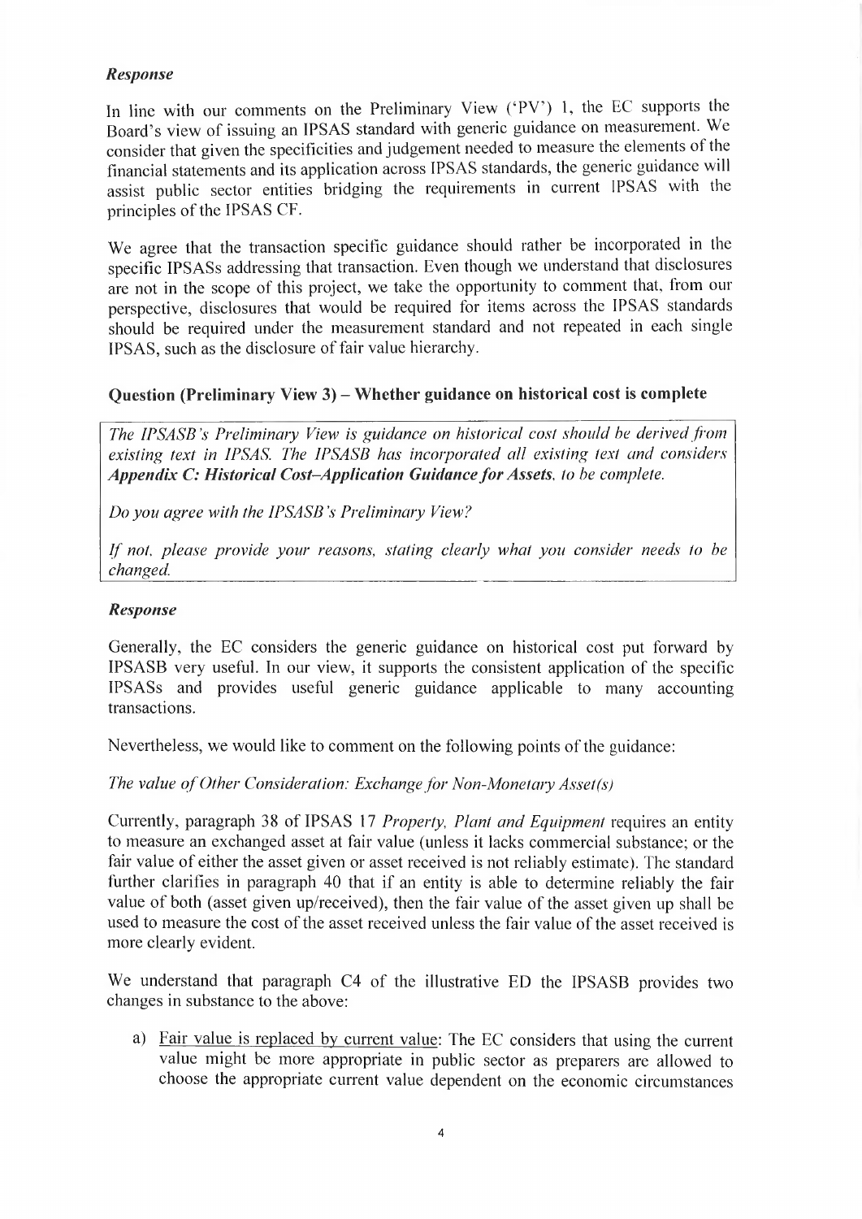### *Response*

In line with our comments on the Preliminary View ('PV') 1, the EC supports the Board's view of issuing an IPSAS standard with generic guidance on measurement. We consider that given the specificities and judgement needed to measure the elements of the financial statements and its application across IPSAS standards, the generic guidance will assist public sector entities bridging the requirements in current IPSAS with the principles of the IPSAS CF.

We agree that the transaction specific guidance should rather be incorporated in the specific IPSASs addressing that transaction. Even though we understand that disclosures are not in the scope of this project, we take the opportunity to comment that, from our perspective, disclosures that would be required for items across the IPSAS standards should be required under the measurement standard and not repeated in each single IPSAS, such as the disclosure of fair value hierarchy.

## Question (Preliminary View 3) – Whether guidance on historical cost is complete

*The IPSASB's Preliminary View is guidance on historical cost should be derived from existing text in IPSAS. The IPSASB has incorporated all existing text and considers* ***Appendix C: Historical Cost–Application Guidance for Assets****, to be complete.*

*Do you agree with the IPSASB's Preliminary View?*

*If not, please provide your reasons, stating clearly what you consider needs to be changed.*

### *Response*

Generally, the EC considers the generic guidance on historical cost put forward by IPSASB very useful. In our view, it supports the consistent application of the specific IPSASs and provides useful generic guidance applicable to many accounting transactions.

Nevertheless, we would like to comment on the following points of the guidance:

*The value of Other Consideration: Exchange for Non-Monetary Asset(s)*

Currently, paragraph 38 of IPSAS 17 *Property, Plant and Equipment* requires an entity to measure an exchanged asset at fair value (unless it lacks commercial substance; or the fair value of either the asset given or asset received is not reliably estimate). The standard further clarifies in paragraph 40 that if an entity is able to determine reliably the fair value of both (asset given up/received), then the fair value of the asset given up shall be used to measure the cost of the asset received unless the fair value of the asset received is more clearly evident.

We understand that paragraph C4 of the illustrative ED the IPSASB provides two changes in substance to the above:

a) Fair value is replaced by current value: The EC considers that using the current value might be more appropriate in public sector as preparers are allowed to choose the appropriate current value dependent on the economic circumstances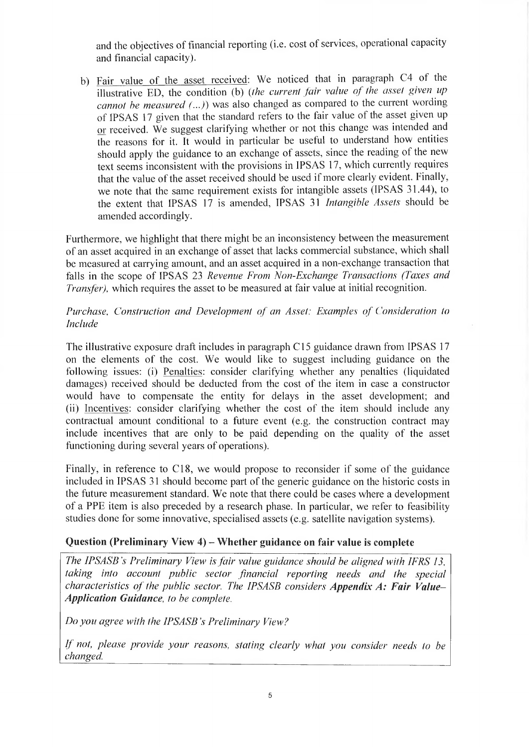and the objectives of financial reporting (i.e. cost of services, operational capacity and financial capacity).

b) Fair value of the asset received: We noticed that in paragraph C4 of the illustrative ED, the condition (b) (*the current fair value of the asset given up cannot be measured (...)*) was also changed as compared to the current wording of IPSAS 17 given that the standard refers to the fair value of the asset given up or received. We suggest clarifying whether or not this change was intended and the reasons for it. It would in particular be useful to understand how entities should apply the guidance to an exchange of assets, since the reading of the new text seems inconsistent with the provisions in IPSAS 17, which currently requires that the value of the asset received should be used if more clearly evident. Finally, we note that the same requirement exists for intangible assets (IPSAS 31.44), to the extent that IPSAS 17 is amended, IPSAS 31 *Intangible Assets* should be amended accordingly.

Furthermore, we highlight that there might be an inconsistency between the measurement of an asset acquired in an exchange of asset that lacks commercial substance, which shall be measured at carrying amount, and an asset acquired in a non-exchange transaction that falls in the scope of IPSAS 23 *Revenue From Non-Exchange Transactions (Taxes and Transfer)*, which requires the asset to be measured at fair value at initial recognition.

*Purchase, Construction and Development of an Asset: Examples of Consideration to Include*

The illustrative exposure draft includes in paragraph C15 guidance drawn from IPSAS 17 on the elements of the cost. We would like to suggest including guidance on the following issues: (i) Penalties: consider clarifying whether any penalties (liquidated damages) received should be deducted from the cost of the item in case a constructor would have to compensate the entity for delays in the asset development; and (ii) Incentives: consider clarifying whether the cost of the item should include any contractual amount conditional to a future event (e.g. the construction contract may include incentives that are only to be paid depending on the quality of the asset functioning during several years of operations).

Finally, in reference to C18, we would propose to reconsider if some of the guidance included in IPSAS 31 should become part of the generic guidance on the historic costs in the future measurement standard. We note that there could be cases where a development of a PPE item is also preceded by a research phase. In particular, we refer to feasibility studies done for some innovative, specialised assets (e.g. satellite navigation systems).

### Question (Preliminary View 4) – Whether guidance on fair value is complete

*The IPSASB's Preliminary View is fair value guidance should be aligned with IFRS 13, taking into account public sector financial reporting needs and the special characteristics of the public sector. The IPSASB considers* ***Appendix A: Fair Value–Application Guidance****, to be complete.*

*Do you agree with the IPSASB's Preliminary View?*

*If not, please provide your reasons, stating clearly what you consider needs to be changed.*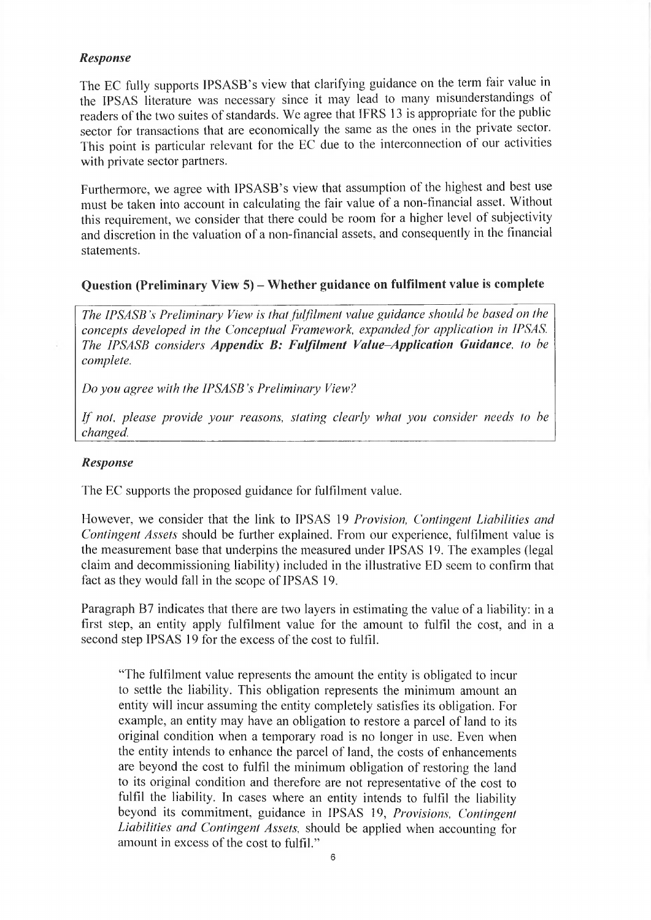### *Response*

The EC fully supports IPSASB's view that clarifying guidance on the term fair value in the IPSAS literature was necessary since it may lead to many misunderstandings of readers of the two suites of standards. We agree that IFRS 13 is appropriate for the public sector for transactions that are economically the same as the ones in the private sector. This point is particular relevant for the EC due to the interconnection of our activities with private sector partners.

Furthermore, we agree with IPSASB's view that assumption of the highest and best use must be taken into account in calculating the fair value of a non-financial asset. Without this requirement, we consider that there could be room for a higher level of subjectivity and discretion in the valuation of a non-financial assets, and consequently in the financial statements.

## Question (Preliminary View 5) – Whether guidance on fulfilment value is complete

*The IPSASB's Preliminary View is that fulfilment value guidance should be based on the concepts developed in the Conceptual Framework, expanded for application in IPSAS. The IPSASB considers* ***Appendix B: Fulfilment Value–Application Guidance****, to be complete.*

*Do you agree with the IPSASB's Preliminary View?*

*If not, please provide your reasons, stating clearly what you consider needs to be changed.*

### *Response*

The EC supports the proposed guidance for fulfilment value.

However, we consider that the link to IPSAS 19 *Provision, Contingent Liabilities and Contingent Assets* should be further explained. From our experience, fulfilment value is the measurement base that underpins the measured under IPSAS 19. The examples (legal claim and decommissioning liability) included in the illustrative ED seem to confirm that fact as they would fall in the scope of IPSAS 19.

Paragraph B7 indicates that there are two layers in estimating the value of a liability: in a first step, an entity apply fulfilment value for the amount to fulfil the cost, and in a second step IPSAS 19 for the excess of the cost to fulfil.

> "The fulfilment value represents the amount the entity is obligated to incur to settle the liability. This obligation represents the minimum amount an entity will incur assuming the entity completely satisfies its obligation. For example, an entity may have an obligation to restore a parcel of land to its original condition when a temporary road is no longer in use. Even when the entity intends to enhance the parcel of land, the costs of enhancements are beyond the cost to fulfil the minimum obligation of restoring the land to its original condition and therefore are not representative of the cost to fulfil the liability. In cases where an entity intends to fulfil the liability beyond its commitment, guidance in IPSAS 19, *Provisions, Contingent Liabilities and Contingent Assets,* should be applied when accounting for amount in excess of the cost to fulfil."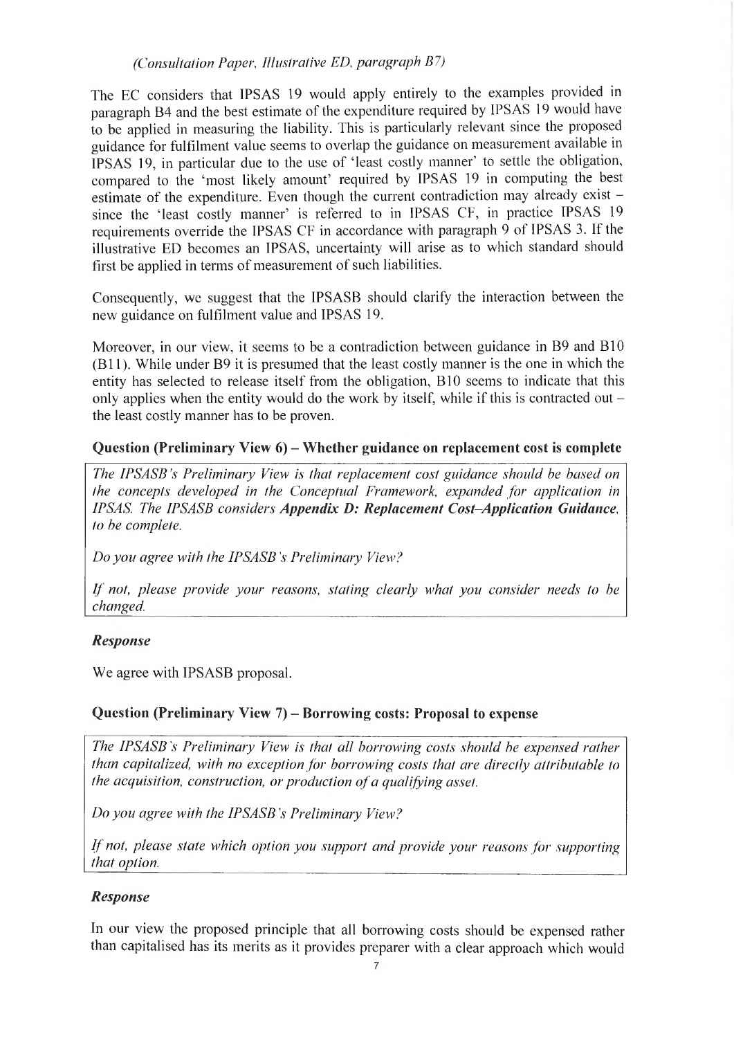*(Consultation Paper, Illustrative ED, paragraph B7)*

The EC considers that IPSAS 19 would apply entirely to the examples provided in paragraph B4 and the best estimate of the expenditure required by IPSAS 19 would have to be applied in measuring the liability. This is particularly relevant since the proposed guidance for fulfilment value seems to overlap the guidance on measurement available in IPSAS 19, in particular due to the use of 'least costly manner' to settle the obligation, compared to the 'most likely amount' required by IPSAS 19 in computing the best estimate of the expenditure. Even though the current contradiction may already exist – since the 'least costly manner' is referred to in IPSAS CF, in practice IPSAS 19 requirements override the IPSAS CF in accordance with paragraph 9 of IPSAS 3. If the illustrative ED becomes an IPSAS, uncertainty will arise as to which standard should first be applied in terms of measurement of such liabilities.

Consequently, we suggest that the IPSASB should clarify the interaction between the new guidance on fulfilment value and IPSAS 19.

Moreover, in our view, it seems to be a contradiction between guidance in B9 and B10 (B11). While under B9 it is presumed that the least costly manner is the one in which the entity has selected to release itself from the obligation, B10 seems to indicate that this only applies when the entity would do the work by itself, while if this is contracted out – the least costly manner has to be proven.

### Question (Preliminary View 6) – Whether guidance on replacement cost is complete

*The IPSASB's Preliminary View is that replacement cost guidance should be based on the concepts developed in the Conceptual Framework, expanded for application in IPSAS. The IPSASB considers* ***Appendix D: Replacement Cost–Application Guidance****, to be complete.*

*Do you agree with the IPSASB's Preliminary View?*

*If not, please provide your reasons, stating clearly what you consider needs to be changed.*

***Response***

We agree with IPSASB proposal.

### Question (Preliminary View 7) – Borrowing costs: Proposal to expense

*The IPSASB's Preliminary View is that all borrowing costs should be expensed rather than capitalized, with no exception for borrowing costs that are directly attributable to the acquisition, construction, or production of a qualifying asset.*

*Do you agree with the IPSASB's Preliminary View?*

*If not, please state which option you support and provide your reasons for supporting that option.*

***Response***

In our view the proposed principle that all borrowing costs should be expensed rather than capitalised has its merits as it provides preparer with a clear approach which would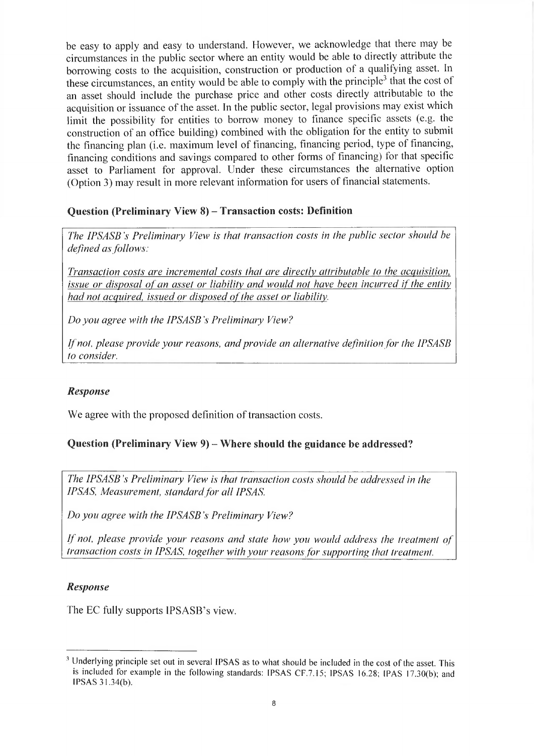be easy to apply and easy to understand. However, we acknowledge that there may be circumstances in the public sector where an entity would be able to directly attribute the borrowing costs to the acquisition, construction or production of a qualifying asset. In these circumstances, an entity would be able to comply with the principle[3] that the cost of an asset should include the purchase price and other costs directly attributable to the acquisition or issuance of the asset. In the public sector, legal provisions may exist which limit the possibility for entities to borrow money to finance specific assets (e.g. the construction of an office building) combined with the obligation for the entity to submit the financing plan (i.e. maximum level of financing, financing period, type of financing, financing conditions and savings compared to other forms of financing) for that specific asset to Parliament for approval. Under these circumstances the alternative option (Option 3) may result in more relevant information for users of financial statements.

### Question (Preliminary View 8) – Transaction costs: Definition

*The IPSASB's Preliminary View is that transaction costs in the public sector should be defined as follows:*

*Transaction costs are incremental costs that are directly attributable to the acquisition, issue or disposal of an asset or liability and would not have been incurred if the entity had not acquired, issued or disposed of the asset or liability.*

*Do you agree with the IPSASB's Preliminary View?*

*If not, please provide your reasons, and provide an alternative definition for the IPSASB to consider.*

#### *Response*

We agree with the proposed definition of transaction costs.

### Question (Preliminary View 9) – Where should the guidance be addressed?

*The IPSASB's Preliminary View is that transaction costs should be addressed in the IPSAS, Measurement, standard for all IPSAS.*

*Do you agree with the IPSASB's Preliminary View?*

*If not, please provide your reasons and state how you would address the treatment of transaction costs in IPSAS, together with your reasons for supporting that treatment.*

#### *Response*

The EC fully supports IPSASB's view.

---

[3] Underlying principle set out in several IPSAS as to what should be included in the cost of the asset. This is included for example in the following standards: IPSAS CF.7.15; IPSAS 16.28; IPAS 17.30(b); and IPSAS 31.34(b).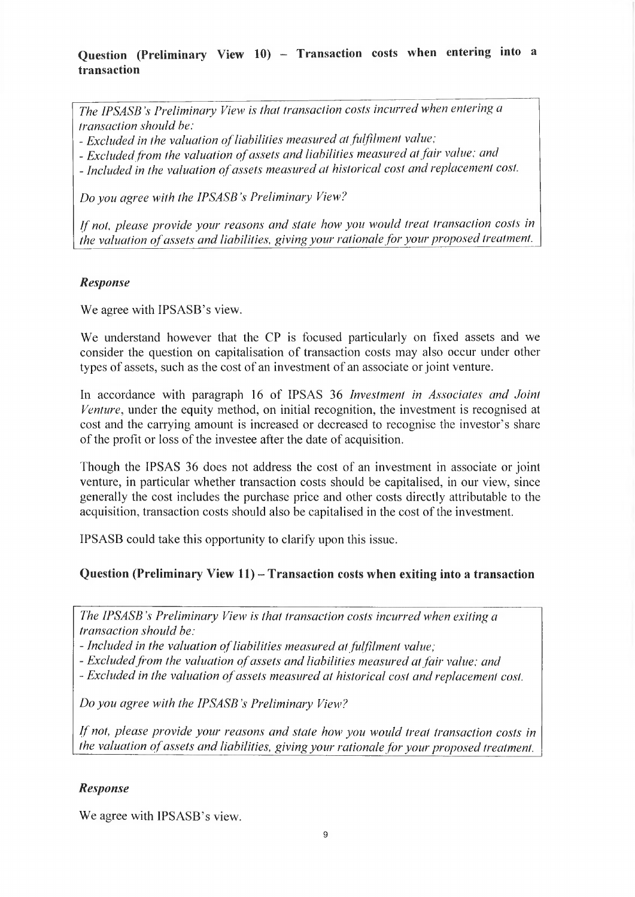### Question (Preliminary View 10) – Transaction costs when entering into a transaction

*The IPSASB's Preliminary View is that transaction costs incurred when entering a transaction should be:*

*- Excluded in the valuation of liabilities measured at fulfilment value;*

*- Excluded from the valuation of assets and liabilities measured at fair value; and*

*- Included in the valuation of assets measured at historical cost and replacement cost.*

*Do you agree with the IPSASB's Preliminary View?*

*If not, please provide your reasons and state how you would treat transaction costs in the valuation of assets and liabilities, giving your rationale for your proposed treatment.*

***Response***

We agree with IPSASB's view.

We understand however that the CP is focused particularly on fixed assets and we consider the question on capitalisation of transaction costs may also occur under other types of assets, such as the cost of an investment of an associate or joint venture.

In accordance with paragraph 16 of IPSAS 36 *Investment in Associates and Joint Venture*, under the equity method, on initial recognition, the investment is recognised at cost and the carrying amount is increased or decreased to recognise the investor's share of the profit or loss of the investee after the date of acquisition.

Though the IPSAS 36 does not address the cost of an investment in associate or joint venture, in particular whether transaction costs should be capitalised, in our view, since generally the cost includes the purchase price and other costs directly attributable to the acquisition, transaction costs should also be capitalised in the cost of the investment.

IPSASB could take this opportunity to clarify upon this issue.

### Question (Preliminary View 11) – Transaction costs when exiting into a transaction

*The IPSASB's Preliminary View is that transaction costs incurred when exiting a transaction should be:*

*- Included in the valuation of liabilities measured at fulfilment value;*

*- Excluded from the valuation of assets and liabilities measured at fair value; and*

*- Excluded in the valuation of assets measured at historical cost and replacement cost.*

*Do you agree with the IPSASB's Preliminary View?*

*If not, please provide your reasons and state how you would treat transaction costs in the valuation of assets and liabilities, giving your rationale for your proposed treatment.*

***Response***

We agree with IPSASB's view.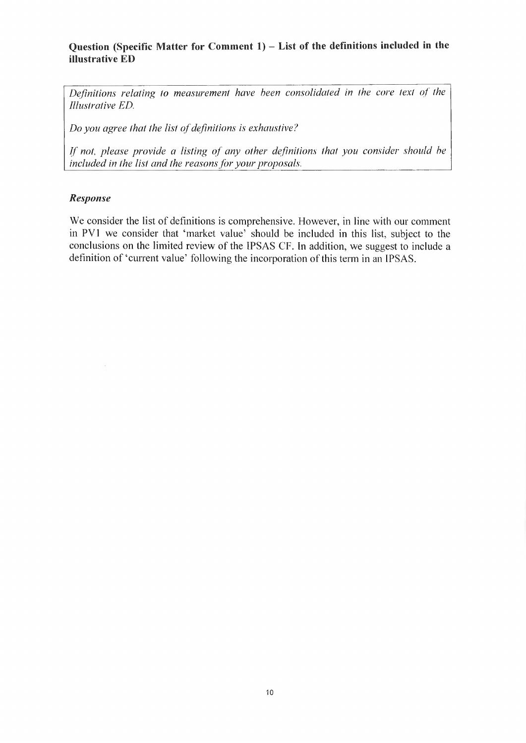## Question (Specific Matter for Comment 1) – List of the definitions included in the illustrative ED

*Definitions relating to measurement have been consolidated in the core text of the Illustrative ED.*

*Do you agree that the list of definitions is exhaustive?*

*If not, please provide a listing of any other definitions that you consider should be included in the list and the reasons for your proposals.*

### *Response*

We consider the list of definitions is comprehensive. However, in line with our comment in PV1 we consider that 'market value' should be included in this list, subject to the conclusions on the limited review of the IPSAS CF. In addition, we suggest to include a definition of 'current value' following the incorporation of this term in an IPSAS.